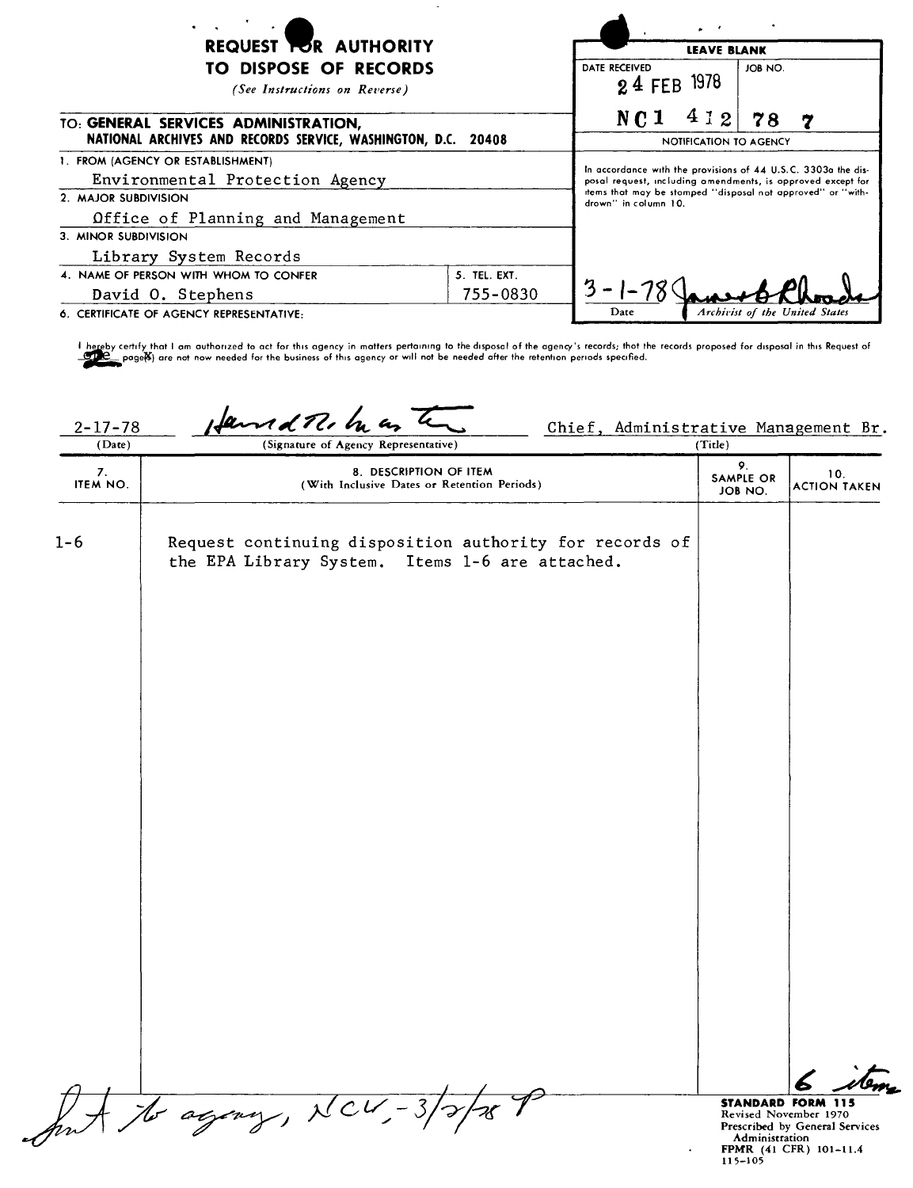# REQUEST FOR AUTHORITY TO DISPOSE OF RECORDS

*(See Instructions on Reverse)*

| LEAVE BLANK | |
|---|---|
| DATE RECEIVED: 24 FEB 1978 | JOB NO.: NC1 412 78 7 |

**NOTIFICATION TO AGENCY**

In accordance with the provisions of 44 U.S.C. 3303a the disposal request, including amendments, is approved except for items that may be stamped "disposal not approved" or "withdrawn" in column 10.

3-1-78 (Date) — James B Rhoads (Archivist of the United States)

TO: **GENERAL SERVICES ADMINISTRATION, NATIONAL ARCHIVES AND RECORDS SERVICE, WASHINGTON, D.C. 20408**

1. FROM (AGENCY OR ESTABLISHMENT)
   Environmental Protection Agency
2. MAJOR SUBDIVISION
   Office of Planning and Management
3. MINOR SUBDIVISION
   Library System Records
4. NAME OF PERSON WITH WHOM TO CONFER
   David O. Stephens
5. TEL. EXT.
   755-0830
6. CERTIFICATE OF AGENCY REPRESENTATIVE:

I hereby certify that I am authorized to act for this agency in matters pertaining to the disposal of the agency's records; that the records proposed for disposal in this Request of 2 page(s) are not now needed for the business of this agency or will not be needed after the retention periods specified.

2-17-78 (Date) — Harold R. Masters (Signature of Agency Representative) — Chief, Administrative Management Br. (Title)

| 7. ITEM NO. | 8. DESCRIPTION OF ITEM (With Inclusive Dates or Retention Periods) | 9. SAMPLE OR JOB NO. | 10. ACTION TAKEN |
|---|---|---|---|
| 1-6 | Request continuing disposition authority for records of the EPA Library System. Items 1-6 are attached. | | 6 items |

Sent to agency, NCW, - 3/2/78 P

STANDARD FORM 115
Revised November 1970
Prescribed by General Services Administration
FPMR (41 CFR) 101-11.4
115-105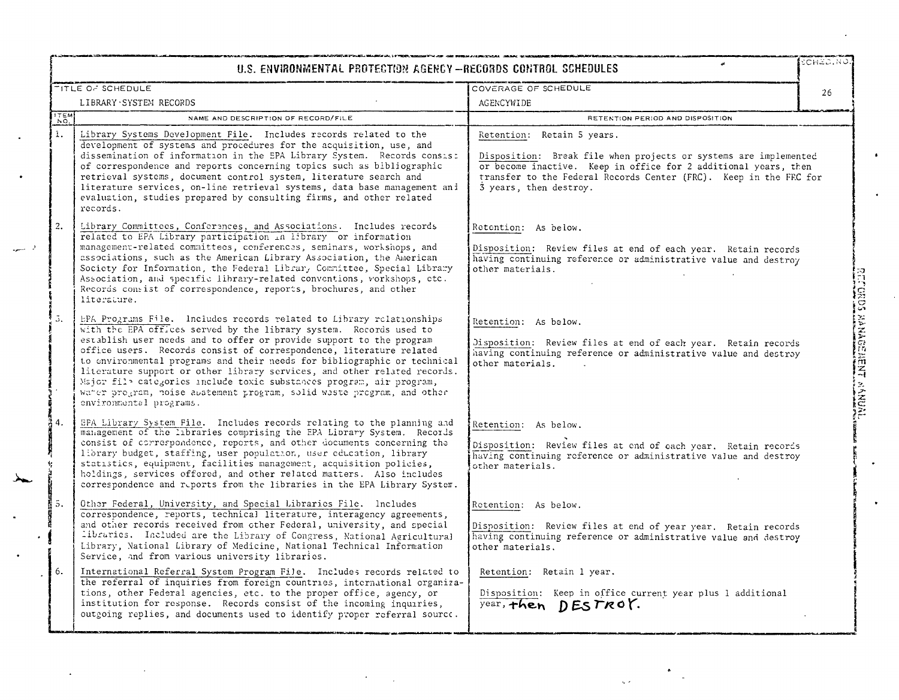# U.S. ENVIRONMENTAL PROTECTION AGENCY—RECORDS CONTROL SCHEDULES

| TITLE OF SCHEDULE | COVERAGE OF SCHEDULE | SCHED. NO. |
|---|---|---|
| LIBRARY SYSTEM RECORDS | AGENCYWIDE | 26 |

| ITEM NO. | NAME AND DESCRIPTION OF RECORD/FILE | RETENTION PERIOD AND DISPOSITION |
|---|---|---|
| 1. | Library Systems Development File. Includes records related to the development of systems and procedures for the acquisition, use, and dissemination of information in the EPA Library System. Records consist of correspondence and reports concerning topics such as bibliographic retrieval systems, document control system, literature search and literature services, on-line retrieval systems, data base management and evaluation, studies prepared by consulting firms, and other related records. | Retention: Retain 5 years.<br><br>Disposition: Break file when projects or systems are implemented or become inactive. Keep in office for 2 additional years, then transfer to the Federal Records Center (FRC). Keep in the FRC for 3 years, then destroy. |
| 2. | Library Committees, Conferences, and Associations. Includes records related to EPA Library participation in library or information management-related committees, conferences, seminars, workshops, and associations, such as the American Library Association, the American Society for Information, the Federal Library Committee, Special Library Association, and specific library-related conventions, workshops, etc. Records consist of correspondence, reports, brochures, and other literature. | Retention: As below.<br><br>Disposition: Review files at end of each year. Retain records having continuing reference or administrative value and destroy other materials. |
| 3. | EPA Programs File. Includes records related to Library relationships with the EPA offices served by the library system. Records used to establish user needs and to offer or provide support to the program office users. Records consist of correspondence, literature related to environmental programs and their needs for bibliographic or technical literature support or other library services, and other related records. Major file categories include toxic substances program, air program, water program, noise abatement program, solid waste program, and other environmental programs. | Retention: As below.<br><br>Disposition: Review files at end of each year. Retain records having continuing reference or administrative value and destroy other materials. |
| 4. | EPA Library System File. Includes records relating to the planning and management of the libraries comprising the EPA Library System. Records consist of correspondence, reports, and other documents concerning the library budget, staffing, user population, user education, library statistics, equipment, facilities management, acquisition policies, holdings, services offered, and other related matters. Also includes correspondence and reports from the libraries in the EPA Library System. | Retention: As below.<br><br>Disposition: Review files at end of each year. Retain records having continuing reference or administrative value and destroy other materials. |
| 5. | Other Federal, University, and Special Libraries File. Includes correspondence, reports, technical literature, interagency agreements, and other records received from other Federal, university, and special libraries. Included are the Library of Congress, National Agricultural Library, National Library of Medicine, National Technical Information Service, and from various university libraries. | Retention: As below.<br><br>Disposition: Review files at end of year year. Retain records having continuing reference or administrative value and destroy other materials. |
| 6. | International Referral System Program File. Includes records related to the referral of inquiries from foreign countries, international organizations, other Federal agencies, etc. to the proper office, agency, or institution for response. Records consist of the incoming inquries, outgoing replies, and documents used to identify proper referral source. | Retention: Retain 1 year.<br><br>Disposition: Keep in office current year plus 1 additional year, then DESTROY. |

RECORDS MANAGEMENT MANUAL